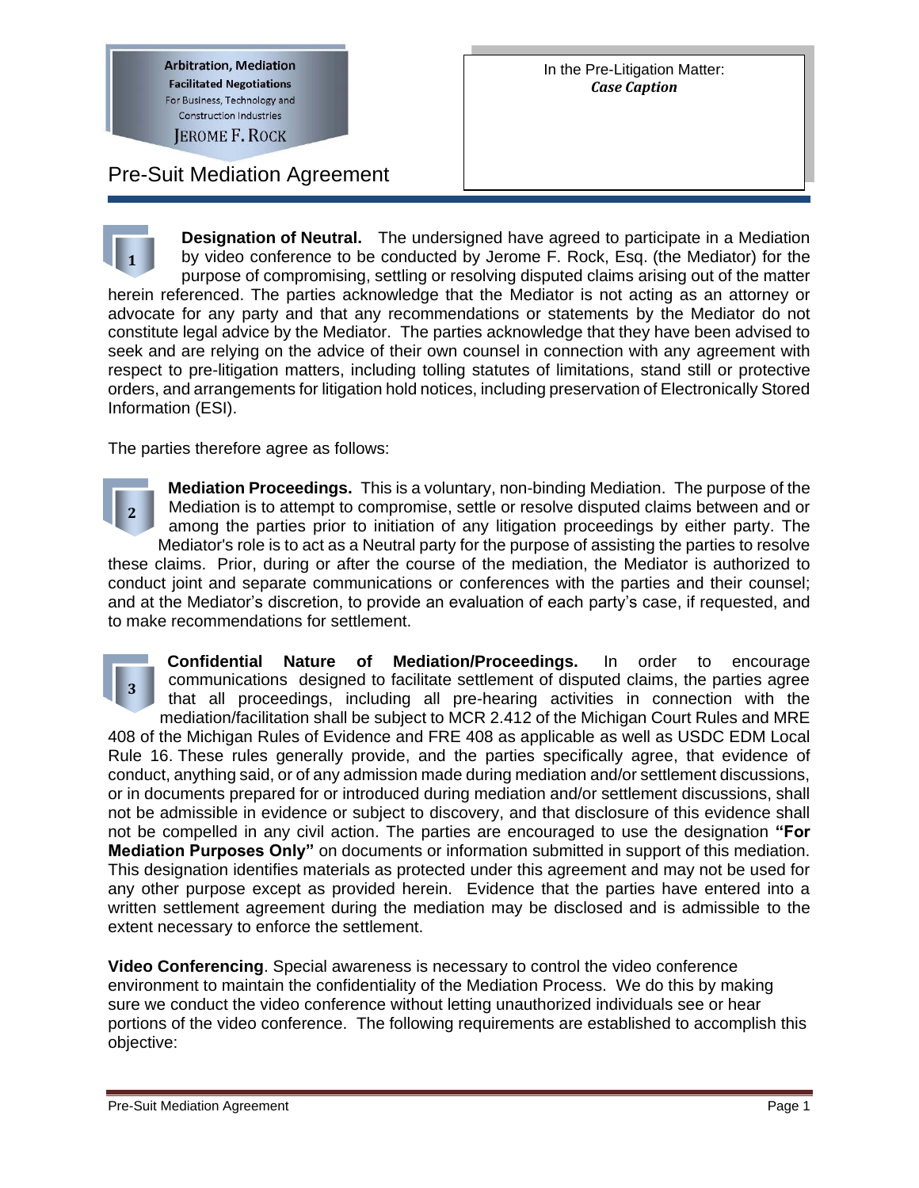**Arbitration, Mediation**
**Facilitated Negotiations**
For Business, Technology and Construction Industries
JEROME F. ROCK

In the Pre-Litigation Matter:
***Case Caption***

# Pre-Suit Mediation Agreement

**1** **Designation of Neutral.** The undersigned have agreed to participate in a Mediation by video conference to be conducted by Jerome F. Rock, Esq. (the Mediator) for the purpose of compromising, settling or resolving disputed claims arising out of the matter herein referenced. The parties acknowledge that the Mediator is not acting as an attorney or advocate for any party and that any recommendations or statements by the Mediator do not constitute legal advice by the Mediator. The parties acknowledge that they have been advised to seek and are relying on the advice of their own counsel in connection with any agreement with respect to pre-litigation matters, including tolling statutes of limitations, stand still or protective orders, and arrangements for litigation hold notices, including preservation of Electronically Stored Information (ESI).

The parties therefore agree as follows:

**2** **Mediation Proceedings.** This is a voluntary, non-binding Mediation. The purpose of the Mediation is to attempt to compromise, settle or resolve disputed claims between and or among the parties prior to initiation of any litigation proceedings by either party. The Mediator's role is to act as a Neutral party for the purpose of assisting the parties to resolve these claims. Prior, during or after the course of the mediation, the Mediator is authorized to conduct joint and separate communications or conferences with the parties and their counsel; and at the Mediator's discretion, to provide an evaluation of each party's case, if requested, and to make recommendations for settlement.

**3** **Confidential Nature of Mediation/Proceedings.** In order to encourage communications designed to facilitate settlement of disputed claims, the parties agree that all proceedings, including all pre-hearing activities in connection with the mediation/facilitation shall be subject to MCR 2.412 of the Michigan Court Rules and MRE 408 of the Michigan Rules of Evidence and FRE 408 as applicable as well as USDC EDM Local Rule 16. These rules generally provide, and the parties specifically agree, that evidence of conduct, anything said, or of any admission made during mediation and/or settlement discussions, or in documents prepared for or introduced during mediation and/or settlement discussions, shall not be admissible in evidence or subject to discovery, and that disclosure of this evidence shall not be compelled in any civil action. The parties are encouraged to use the designation **"For Mediation Purposes Only"** on documents or information submitted in support of this mediation. This designation identifies materials as protected under this agreement and may not be used for any other purpose except as provided herein. Evidence that the parties have entered into a written settlement agreement during the mediation may be disclosed and is admissible to the extent necessary to enforce the settlement.

**Video Conferencing**. Special awareness is necessary to control the video conference environment to maintain the confidentiality of the Mediation Process. We do this by making sure we conduct the video conference without letting unauthorized individuals see or hear portions of the video conference. The following requirements are established to accomplish this objective: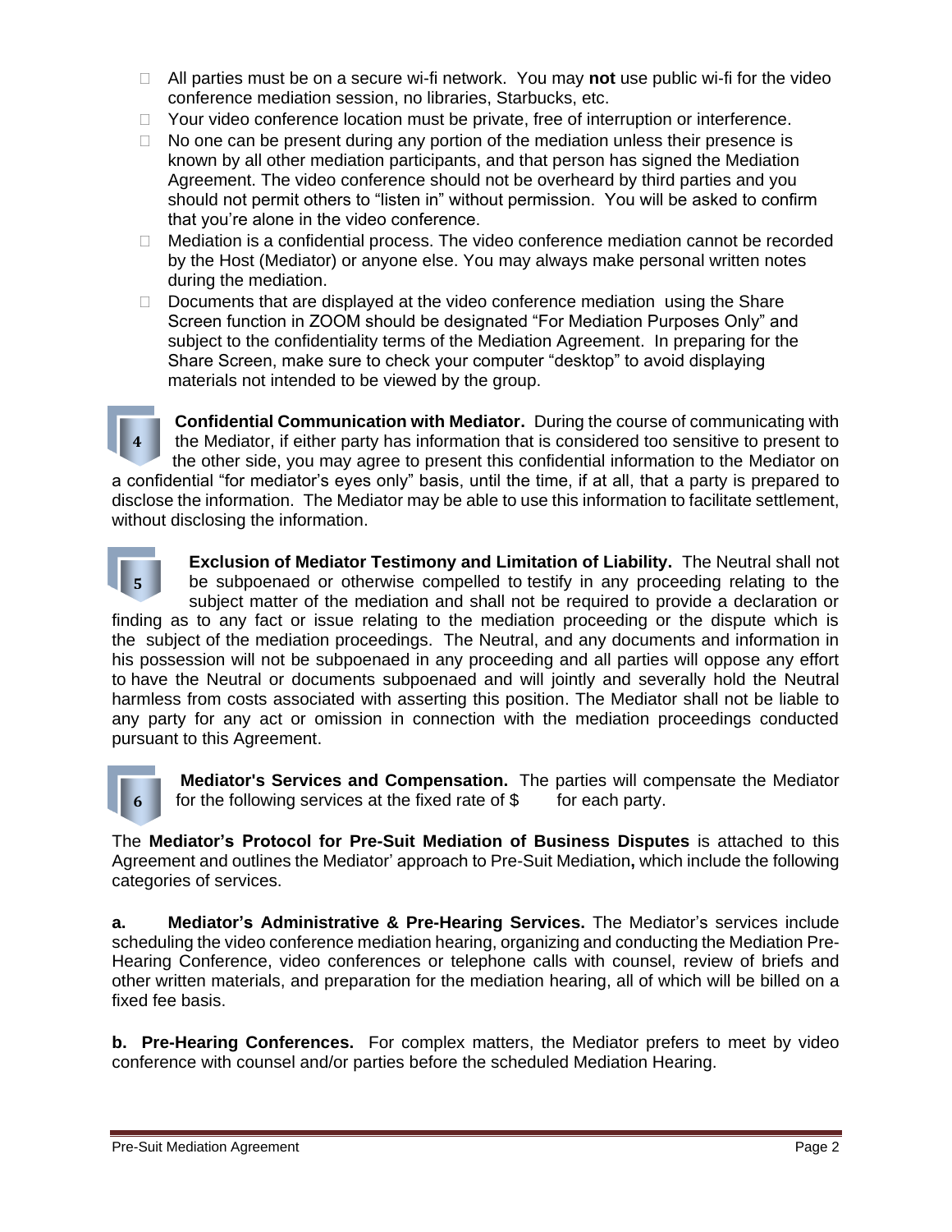- All parties must be on a secure wi-fi network. You may **not** use public wi-fi for the video conference mediation session, no libraries, Starbucks, etc.
- Your video conference location must be private, free of interruption or interference.
- No one can be present during any portion of the mediation unless their presence is known by all other mediation participants, and that person has signed the Mediation Agreement. The video conference should not be overheard by third parties and you should not permit others to "listen in" without permission. You will be asked to confirm that you're alone in the video conference.
- Mediation is a confidential process. The video conference mediation cannot be recorded by the Host (Mediator) or anyone else. You may always make personal written notes during the mediation.
- Documents that are displayed at the video conference mediation using the Share Screen function in ZOOM should be designated "For Mediation Purposes Only" and subject to the confidentiality terms of the Mediation Agreement. In preparing for the Share Screen, make sure to check your computer "desktop" to avoid displaying materials not intended to be viewed by the group.

4 **Confidential Communication with Mediator.** During the course of communicating with the Mediator, if either party has information that is considered too sensitive to present to the other side, you may agree to present this confidential information to the Mediator on a confidential "for mediator's eyes only" basis, until the time, if at all, that a party is prepared to disclose the information. The Mediator may be able to use this information to facilitate settlement, without disclosing the information.

5 **Exclusion of Mediator Testimony and Limitation of Liability.** The Neutral shall not be subpoenaed or otherwise compelled to testify in any proceeding relating to the subject matter of the mediation and shall not be required to provide a declaration or finding as to any fact or issue relating to the mediation proceeding or the dispute which is the subject of the mediation proceedings. The Neutral, and any documents and information in his possession will not be subpoenaed in any proceeding and all parties will oppose any effort to have the Neutral or documents subpoenaed and will jointly and severally hold the Neutral harmless from costs associated with asserting this position. The Mediator shall not be liable to any party for any act or omission in connection with the mediation proceedings conducted pursuant to this Agreement.

6 **Mediator's Services and Compensation.** The parties will compensate the Mediator for the following services at the fixed rate of $        for each party.

The **Mediator's Protocol for Pre-Suit Mediation of Business Disputes** is attached to this Agreement and outlines the Mediator' approach to Pre-Suit Mediation**,** which include the following categories of services.

**a. Mediator's Administrative & Pre-Hearing Services.** The Mediator's services include scheduling the video conference mediation hearing, organizing and conducting the Mediation Pre-Hearing Conference, video conferences or telephone calls with counsel, review of briefs and other written materials, and preparation for the mediation hearing, all of which will be billed on a fixed fee basis.

**b. Pre-Hearing Conferences.** For complex matters, the Mediator prefers to meet by video conference with counsel and/or parties before the scheduled Mediation Hearing.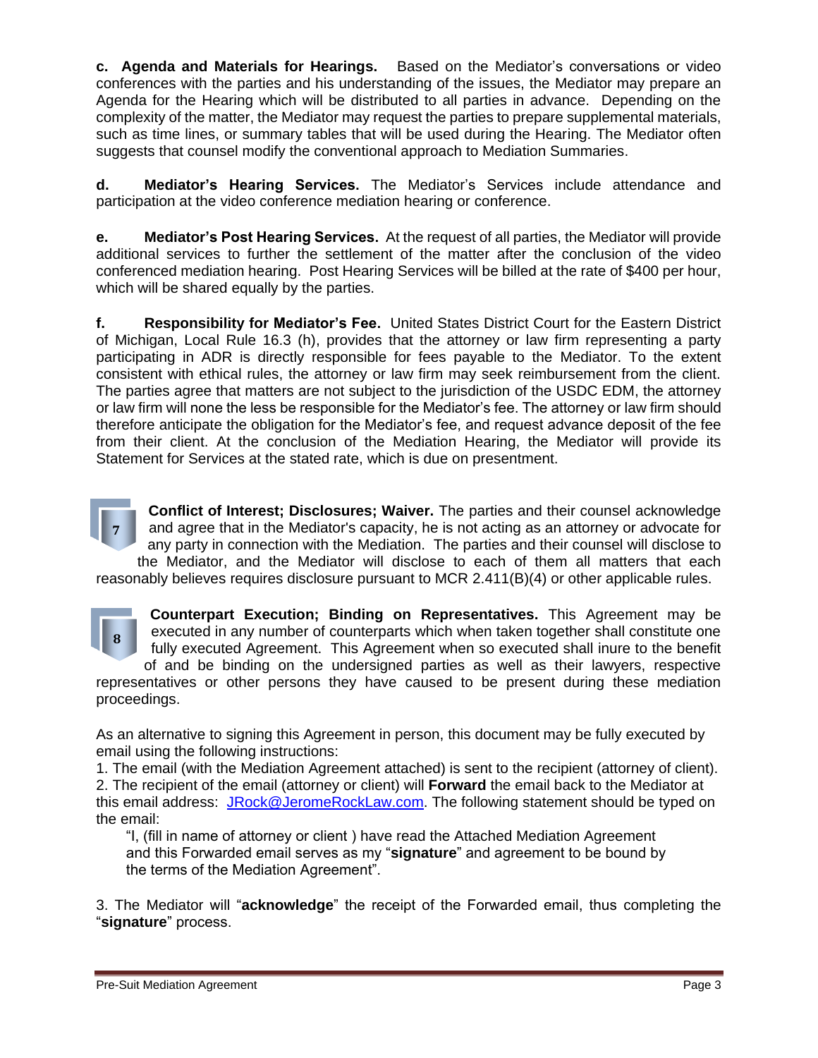**c. Agenda and Materials for Hearings.** Based on the Mediator's conversations or video conferences with the parties and his understanding of the issues, the Mediator may prepare an Agenda for the Hearing which will be distributed to all parties in advance. Depending on the complexity of the matter, the Mediator may request the parties to prepare supplemental materials, such as time lines, or summary tables that will be used during the Hearing. The Mediator often suggests that counsel modify the conventional approach to Mediation Summaries.

**d. Mediator's Hearing Services.** The Mediator's Services include attendance and participation at the video conference mediation hearing or conference.

**e. Mediator's Post Hearing Services.** At the request of all parties, the Mediator will provide additional services to further the settlement of the matter after the conclusion of the video conferenced mediation hearing. Post Hearing Services will be billed at the rate of $400 per hour, which will be shared equally by the parties.

**f. Responsibility for Mediator's Fee.** United States District Court for the Eastern District of Michigan, Local Rule 16.3 (h), provides that the attorney or law firm representing a party participating in ADR is directly responsible for fees payable to the Mediator. To the extent consistent with ethical rules, the attorney or law firm may seek reimbursement from the client. The parties agree that matters are not subject to the jurisdiction of the USDC EDM, the attorney or law firm will none the less be responsible for the Mediator's fee. The attorney or law firm should therefore anticipate the obligation for the Mediator's fee, and request advance deposit of the fee from their client. At the conclusion of the Mediation Hearing, the Mediator will provide its Statement for Services at the stated rate, which is due on presentment.

**7** **Conflict of Interest; Disclosures; Waiver.** The parties and their counsel acknowledge and agree that in the Mediator's capacity, he is not acting as an attorney or advocate for any party in connection with the Mediation. The parties and their counsel will disclose to the Mediator, and the Mediator will disclose to each of them all matters that each reasonably believes requires disclosure pursuant to MCR 2.411(B)(4) or other applicable rules.

**8** **Counterpart Execution; Binding on Representatives.** This Agreement may be executed in any number of counterparts which when taken together shall constitute one fully executed Agreement. This Agreement when so executed shall inure to the benefit of and be binding on the undersigned parties as well as their lawyers, respective representatives or other persons they have caused to be present during these mediation proceedings.

As an alternative to signing this Agreement in person, this document may be fully executed by email using the following instructions:

1. The email (with the Mediation Agreement attached) is sent to the recipient (attorney of client).
2. The recipient of the email (attorney or client) will **Forward** the email back to the Mediator at this email address: JRock@JeromeRockLaw.com. The following statement should be typed on the email:

   "I, (fill in name of attorney or client ) have read the Attached Mediation Agreement and this Forwarded email serves as my "**signature**" and agreement to be bound by the terms of the Mediation Agreement".

3. The Mediator will "**acknowledge**" the receipt of the Forwarded email, thus completing the "**signature**" process.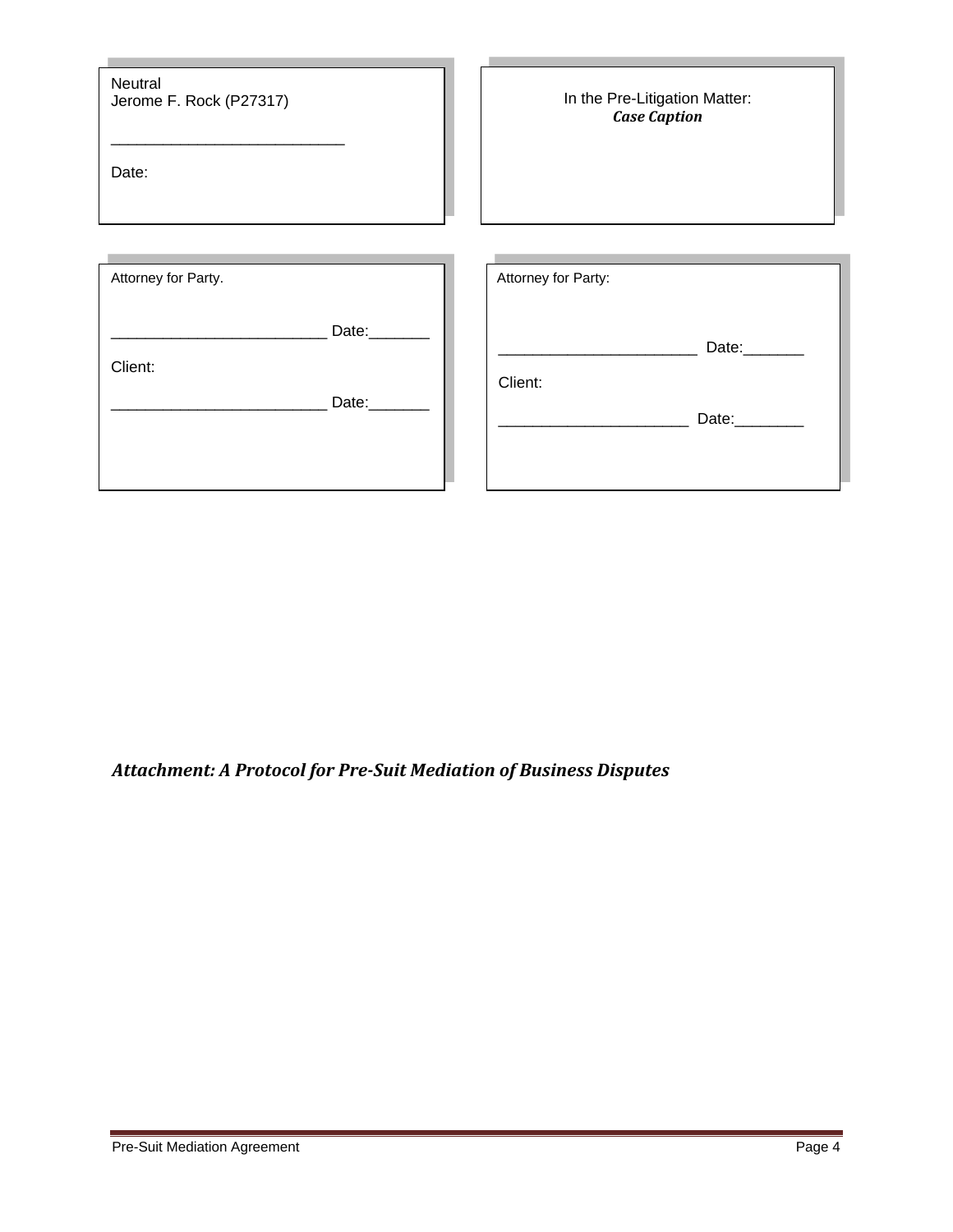Neutral
Jerome F. Rock (P27317)

___________________________

Date:

In the Pre-Litigation Matter:
***Case Caption***

Attorney for Party.

_________________________ Date:_______

Client:

_________________________ Date:_______

Attorney for Party:

______________________ Date:_______

Client:

______________________ Date:________

***Attachment: A Protocol for Pre-Suit Mediation of Business Disputes***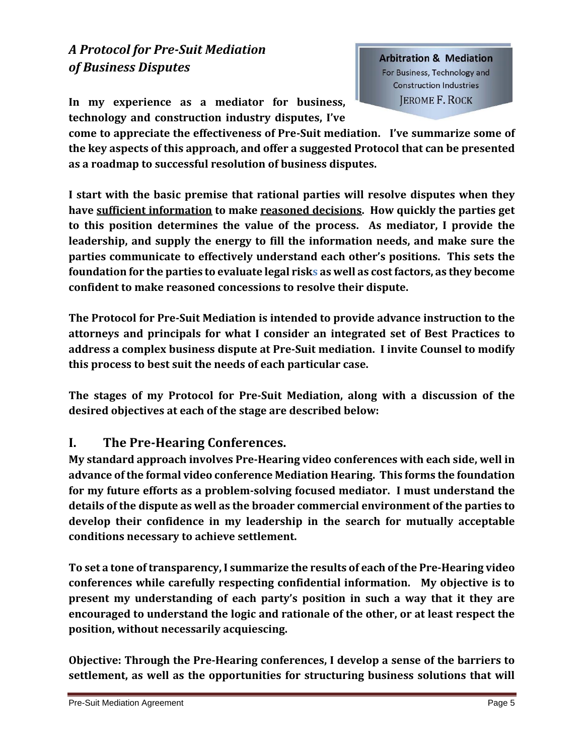## *A Protocol for Pre-Suit Mediation of Business Disputes*

**Arbitration & Mediation**
For Business, Technology and Construction Industries
JEROME F. ROCK

**In my experience as a mediator for business, technology and construction industry disputes, I've come to appreciate the effectiveness of Pre-Suit mediation. I've summarize some of the key aspects of this approach, and offer a suggested Protocol that can be presented as a roadmap to successful resolution of business disputes.**

**I start with the basic premise that rational parties will resolve disputes when they have <u>sufficient information</u> to make <u>reasoned decisions</u>. How quickly the parties get to this position determines the value of the process. As mediator, I provide the leadership, and supply the energy to fill the information needs, and make sure the parties communicate to effectively understand each other's positions. This sets the foundation for the parties to evaluate legal risks as well as cost factors, as they become confident to make reasoned concessions to resolve their dispute.**

**The Protocol for Pre-Suit Mediation is intended to provide advance instruction to the attorneys and principals for what I consider an integrated set of Best Practices to address a complex business dispute at Pre-Suit mediation. I invite Counsel to modify this process to best suit the needs of each particular case.**

**The stages of my Protocol for Pre-Suit Mediation, along with a discussion of the desired objectives at each of the stage are described below:**

## I. The Pre-Hearing Conferences.

**My standard approach involves Pre-Hearing video conferences with each side, well in advance of the formal video conference Mediation Hearing. This forms the foundation for my future efforts as a problem-solving focused mediator. I must understand the details of the dispute as well as the broader commercial environment of the parties to develop their confidence in my leadership in the search for mutually acceptable conditions necessary to achieve settlement.**

**To set a tone of transparency, I summarize the results of each of the Pre-Hearing video conferences while carefully respecting confidential information. My objective is to present my understanding of each party's position in such a way that it they are encouraged to understand the logic and rationale of the other, or at least respect the position, without necessarily acquiescing.**

**Objective: Through the Pre-Hearing conferences, I develop a sense of the barriers to settlement, as well as the opportunities for structuring business solutions that will**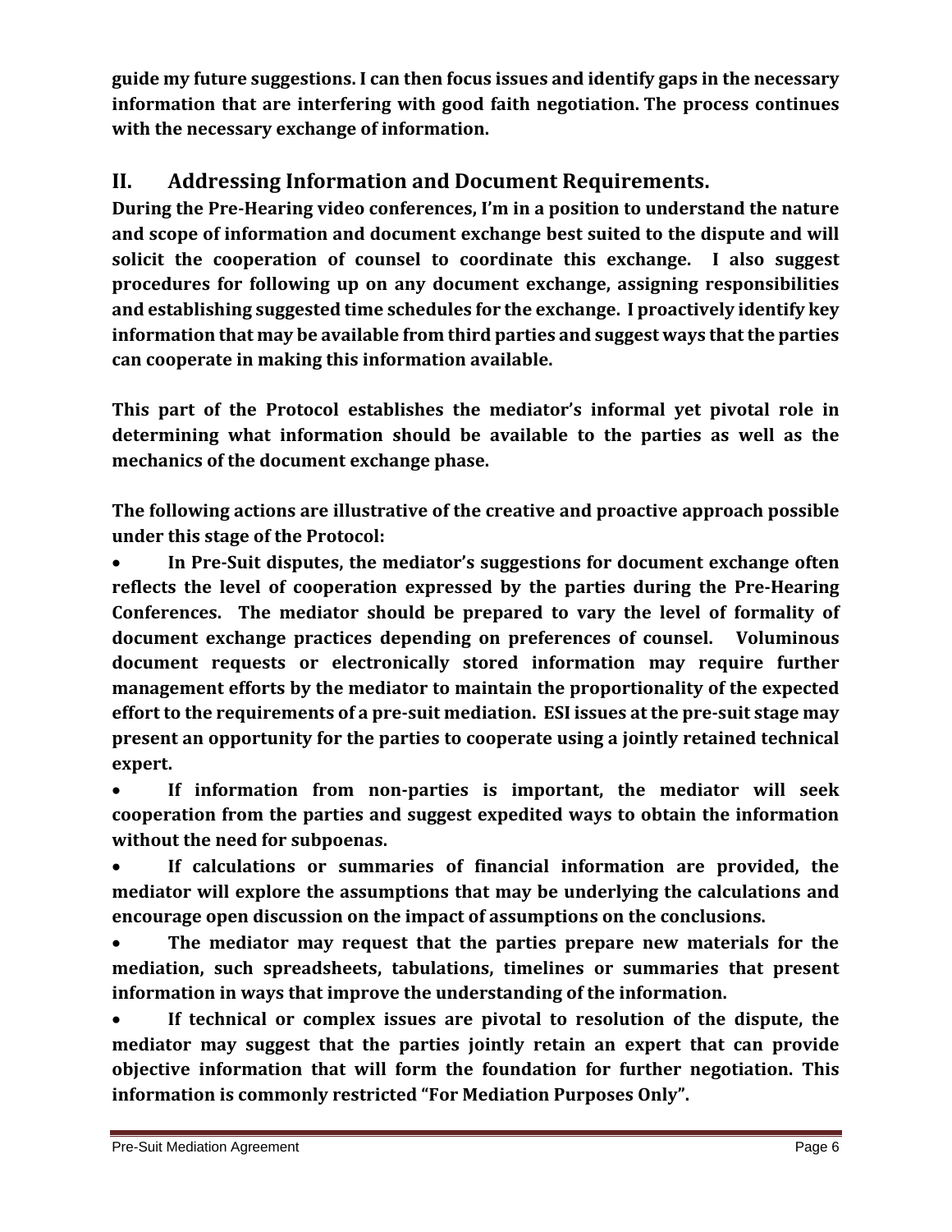**guide my future suggestions. I can then focus issues and identify gaps in the necessary information that are interfering with good faith negotiation. The process continues with the necessary exchange of information.**

## II. Addressing Information and Document Requirements.

**During the Pre-Hearing video conferences, I'm in a position to understand the nature and scope of information and document exchange best suited to the dispute and will solicit the cooperation of counsel to coordinate this exchange. I also suggest procedures for following up on any document exchange, assigning responsibilities and establishing suggested time schedules for the exchange. I proactively identify key information that may be available from third parties and suggest ways that the parties can cooperate in making this information available.**

**This part of the Protocol establishes the mediator's informal yet pivotal role in determining what information should be available to the parties as well as the mechanics of the document exchange phase.**

**The following actions are illustrative of the creative and proactive approach possible under this stage of the Protocol:**

- **In Pre-Suit disputes, the mediator's suggestions for document exchange often reflects the level of cooperation expressed by the parties during the Pre-Hearing Conferences. The mediator should be prepared to vary the level of formality of document exchange practices depending on preferences of counsel. Voluminous document requests or electronically stored information may require further management efforts by the mediator to maintain the proportionality of the expected effort to the requirements of a pre-suit mediation. ESI issues at the pre-suit stage may present an opportunity for the parties to cooperate using a jointly retained technical expert.**
- **If information from non-parties is important, the mediator will seek cooperation from the parties and suggest expedited ways to obtain the information without the need for subpoenas.**
- **If calculations or summaries of financial information are provided, the mediator will explore the assumptions that may be underlying the calculations and encourage open discussion on the impact of assumptions on the conclusions.**
- **The mediator may request that the parties prepare new materials for the mediation, such spreadsheets, tabulations, timelines or summaries that present information in ways that improve the understanding of the information.**
- **If technical or complex issues are pivotal to resolution of the dispute, the mediator may suggest that the parties jointly retain an expert that can provide objective information that will form the foundation for further negotiation. This information is commonly restricted "For Mediation Purposes Only".**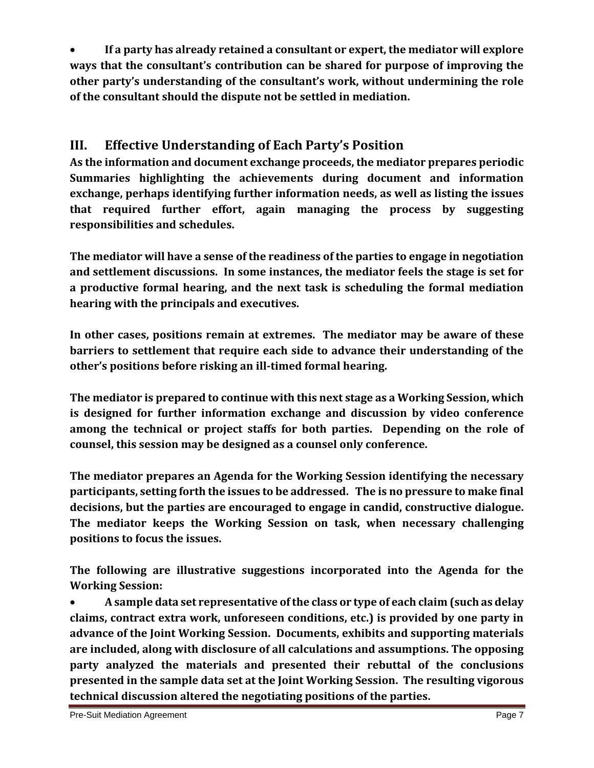- **If a party has already retained a consultant or expert, the mediator will explore ways that the consultant's contribution can be shared for purpose of improving the other party's understanding of the consultant's work, without undermining the role of the consultant should the dispute not be settled in mediation.**

## III. Effective Understanding of Each Party's Position

**As the information and document exchange proceeds, the mediator prepares periodic Summaries highlighting the achievements during document and information exchange, perhaps identifying further information needs, as well as listing the issues that required further effort, again managing the process by suggesting responsibilities and schedules.**

**The mediator will have a sense of the readiness of the parties to engage in negotiation and settlement discussions. In some instances, the mediator feels the stage is set for a productive formal hearing, and the next task is scheduling the formal mediation hearing with the principals and executives.**

**In other cases, positions remain at extremes. The mediator may be aware of these barriers to settlement that require each side to advance their understanding of the other's positions before risking an ill-timed formal hearing.**

**The mediator is prepared to continue with this next stage as a Working Session, which is designed for further information exchange and discussion by video conference among the technical or project staffs for both parties. Depending on the role of counsel, this session may be designed as a counsel only conference.**

**The mediator prepares an Agenda for the Working Session identifying the necessary participants, setting forth the issues to be addressed. The is no pressure to make final decisions, but the parties are encouraged to engage in candid, constructive dialogue. The mediator keeps the Working Session on task, when necessary challenging positions to focus the issues.**

**The following are illustrative suggestions incorporated into the Agenda for the Working Session:**

- **A sample data set representative of the class or type of each claim (such as delay claims, contract extra work, unforeseen conditions, etc.) is provided by one party in advance of the Joint Working Session. Documents, exhibits and supporting materials are included, along with disclosure of all calculations and assumptions. The opposing party analyzed the materials and presented their rebuttal of the conclusions presented in the sample data set at the Joint Working Session. The resulting vigorous technical discussion altered the negotiating positions of the parties.**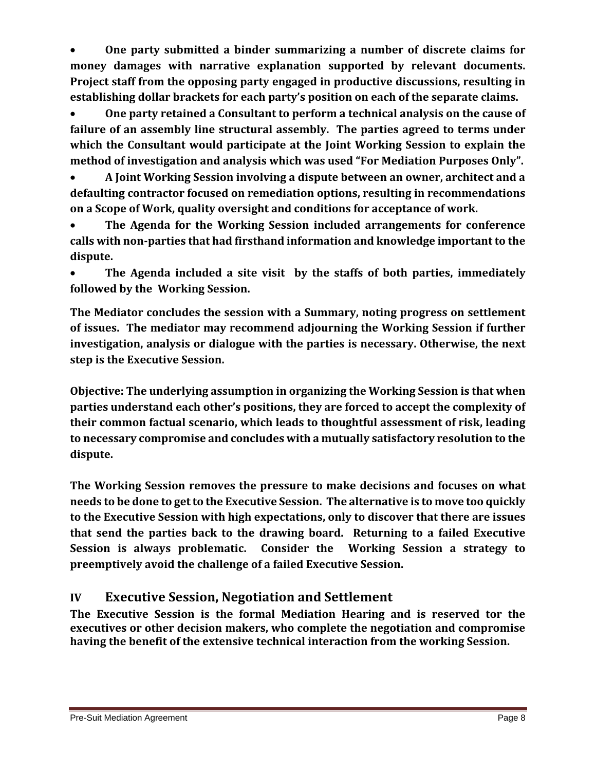- **One party submitted a binder summarizing a number of discrete claims for money damages with narrative explanation supported by relevant documents. Project staff from the opposing party engaged in productive discussions, resulting in establishing dollar brackets for each party's position on each of the separate claims.**
- **One party retained a Consultant to perform a technical analysis on the cause of failure of an assembly line structural assembly. The parties agreed to terms under which the Consultant would participate at the Joint Working Session to explain the method of investigation and analysis which was used "For Mediation Purposes Only".**
- **A Joint Working Session involving a dispute between an owner, architect and a defaulting contractor focused on remediation options, resulting in recommendations on a Scope of Work, quality oversight and conditions for acceptance of work.**
- **The Agenda for the Working Session included arrangements for conference calls with non-parties that had firsthand information and knowledge important to the dispute.**
- **The Agenda included a site visit by the staffs of both parties, immediately followed by the Working Session.**

**The Mediator concludes the session with a Summary, noting progress on settlement of issues. The mediator may recommend adjourning the Working Session if further investigation, analysis or dialogue with the parties is necessary. Otherwise, the next step is the Executive Session.**

**Objective: The underlying assumption in organizing the Working Session is that when parties understand each other's positions, they are forced to accept the complexity of their common factual scenario, which leads to thoughtful assessment of risk, leading to necessary compromise and concludes with a mutually satisfactory resolution to the dispute.**

**The Working Session removes the pressure to make decisions and focuses on what needs to be done to get to the Executive Session. The alternative is to move too quickly to the Executive Session with high expectations, only to discover that there are issues that send the parties back to the drawing board. Returning to a failed Executive Session is always problematic. Consider the Working Session a strategy to preemptively avoid the challenge of a failed Executive Session.**

## IV Executive Session, Negotiation and Settlement

**The Executive Session is the formal Mediation Hearing and is reserved tor the executives or other decision makers, who complete the negotiation and compromise having the benefit of the extensive technical interaction from the working Session.**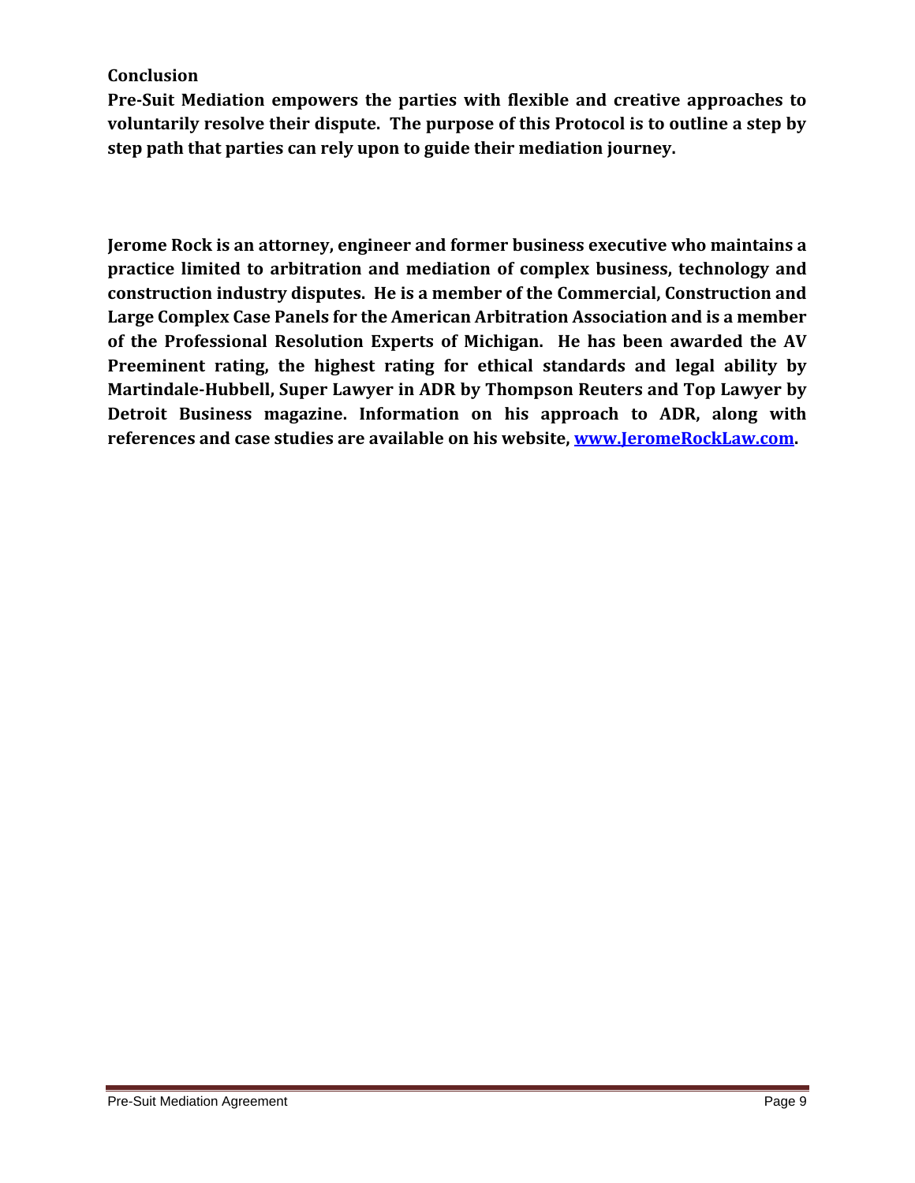## Conclusion

**Pre-Suit Mediation empowers the parties with flexible and creative approaches to voluntarily resolve their dispute. The purpose of this Protocol is to outline a step by step path that parties can rely upon to guide their mediation journey.**

**Jerome Rock is an attorney, engineer and former business executive who maintains a practice limited to arbitration and mediation of complex business, technology and construction industry disputes. He is a member of the Commercial, Construction and Large Complex Case Panels for the American Arbitration Association and is a member of the Professional Resolution Experts of Michigan. He has been awarded the AV Preeminent rating, the highest rating for ethical standards and legal ability by Martindale-Hubbell, Super Lawyer in ADR by Thompson Reuters and Top Lawyer by Detroit Business magazine. Information on his approach to ADR, along with references and case studies are available on his website, [www.JeromeRockLaw.com](http://www.JeromeRockLaw.com).**